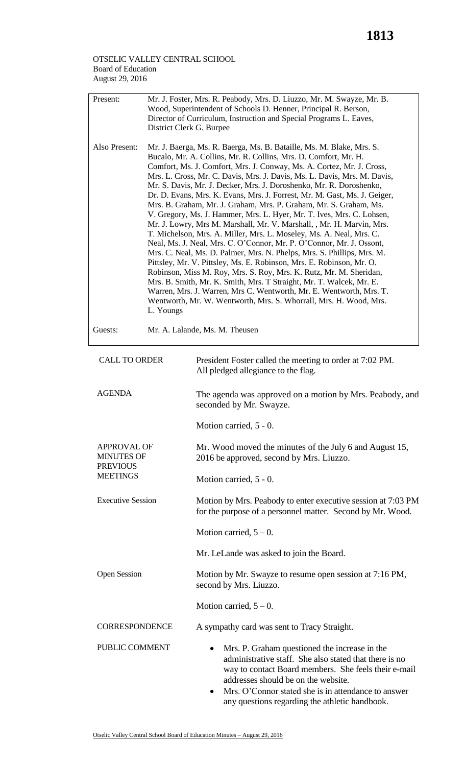OTSELIC VALLEY CENTRAL SCHOOL
Board of Education
August 29, 2016

| | |
|---|---|
| Present: | Mr. J. Foster, Mrs. R. Peabody, Mrs. D. Liuzzo, Mr. M. Swayze, Mr. B. Wood, Superintendent of Schools D. Henner, Principal R. Berson, Director of Curriculum, Instruction and Special Programs L. Eaves, District Clerk G. Burpee |
| Also Present: | Mr. J. Baerga, Ms. R. Baerga, Ms. B. Bataille, Ms. M. Blake, Mrs. S. Bucalo, Mr. A. Collins, Mr. R. Collins, Mrs. D. Comfort, Mr. H. Comfort, Ms. J. Comfort, Mrs. J. Conway, Ms. A. Cortez, Mr. J. Cross, Mrs. L. Cross, Mr. C. Davis, Mrs. J. Davis, Ms. L. Davis, Mrs. M. Davis, Mr. S. Davis, Mr. J. Decker, Mrs. J. Doroshenko, Mr. R. Doroshenko, Dr. D. Evans, Mrs. K. Evans, Mrs. J. Forrest, Mr. M. Gast, Ms. J. Geiger, Mrs. B. Graham, Mr. J. Graham, Mrs. P. Graham, Mr. S. Graham, Ms. V. Gregory, Ms. J. Hammer, Mrs. L. Hyer, Mr. T. Ives, Mrs. C. Lohsen, Mr. J. Lowry, Mrs M. Marshall, Mr. V. Marshall, , Mr. H. Marvin, Mrs. T. Michelson, Mrs. A. Miller, Mrs. L. Moseley, Ms. A. Neal, Mrs. C. Neal, Ms. J. Neal, Mrs. C. O'Connor, Mr. P. O'Connor, Mr. J. Ossont, Mrs. C. Neal, Ms. D. Palmer, Mrs. N. Phelps, Mrs. S. Phillips, Mrs. M. Pittsley, Mr. V. Pittsley, Ms. E. Robinson, Mrs. E. Robinson, Mr. O. Robinson, Miss M. Roy, Mrs. S. Roy, Mrs. K. Rutz, Mr. M. Sheridan, Mrs. B. Smith, Mr. K. Smith, Mrs. T Straight, Mr. T. Walcek, Mr. E. Warren, Mrs. J. Warren, Mrs C. Wentworth, Mr. E. Wentworth, Mrs. T. Wentworth, Mr. W. Wentworth, Mrs. S. Whorrall, Mrs. H. Wood, Mrs. L. Youngs |
| Guests: | Mr. A. Lalande, Ms. M. Theusen |

**CALL TO ORDER**

President Foster called the meeting to order at 7:02 PM. All pledged allegiance to the flag.

**AGENDA**

The agenda was approved on a motion by Mrs. Peabody, and seconded by Mr. Swayze.

Motion carried, 5 - 0.

**APPROVAL OF MINUTES OF PREVIOUS MEETINGS**

Mr. Wood moved the minutes of the July 6 and August 15, 2016 be approved, second by Mrs. Liuzzo.

Motion carried, 5 - 0.

**Executive Session**

Motion by Mrs. Peabody to enter executive session at 7:03 PM for the purpose of a personnel matter. Second by Mr. Wood.

Motion carried, 5 – 0.

Mr. LeLande was asked to join the Board.

**Open Session**

Motion by Mr. Swayze to resume open session at 7:16 PM, second by Mrs. Liuzzo.

Motion carried, 5 – 0.

**CORRESPONDENCE**

A sympathy card was sent to Tracy Straight.

**PUBLIC COMMENT**

- Mrs. P. Graham questioned the increase in the administrative staff. She also stated that there is no way to contact Board members. She feels their e-mail addresses should be on the website.
- Mrs. O'Connor stated she is in attendance to answer any questions regarding the athletic handbook.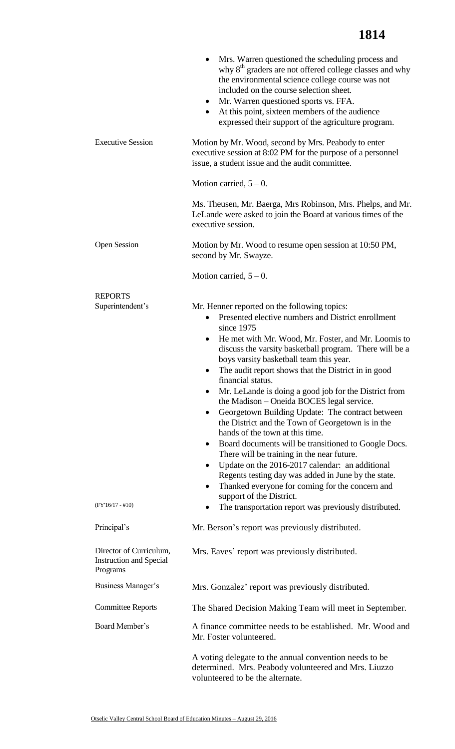- Mrs. Warren questioned the scheduling process and why 8th graders are not offered college classes and why the environmental science college course was not included on the course selection sheet.
- Mr. Warren questioned sports vs. FFA.
- At this point, sixteen members of the audience expressed their support of the agriculture program.

**Executive Session**

Motion by Mr. Wood, second by Mrs. Peabody to enter executive session at 8:02 PM for the purpose of a personnel issue, a student issue and the audit committee.

Motion carried, 5 – 0.

Ms. Theusen, Mr. Baerga, Mrs Robinson, Mrs. Phelps, and Mr. LeLande were asked to join the Board at various times of the executive session.

**Open Session**

Motion by Mr. Wood to resume open session at 10:50 PM, second by Mr. Swayze.

Motion carried, 5 – 0.

## REPORTS

**Superintendent's**

Mr. Henner reported on the following topics:

- Presented elective numbers and District enrollment since 1975
- He met with Mr. Wood, Mr. Foster, and Mr. Loomis to discuss the varsity basketball program. There will be a boys varsity basketball team this year.
- The audit report shows that the District in in good financial status.
- Mr. LeLande is doing a good job for the District from the Madison – Oneida BOCES legal service.
- Georgetown Building Update: The contract between the District and the Town of Georgetown is in the hands of the town at this time.
- Board documents will be transitioned to Google Docs. There will be training in the near future.
- Update on the 2016-2017 calendar: an additional Regents testing day was added in June by the state.
- Thanked everyone for coming for the concern and support of the District.
- The transportation report was previously distributed. (FY'16/17 - #10)

**Principal's**

Mr. Berson's report was previously distributed.

**Director of Curriculum, Instruction and Special Programs**

Mrs. Eaves' report was previously distributed.

**Business Manager's**

Mrs. Gonzalez' report was previously distributed.

**Committee Reports**

The Shared Decision Making Team will meet in September.

**Board Member's**

A finance committee needs to be established. Mr. Wood and Mr. Foster volunteered.

A voting delegate to the annual convention needs to be determined. Mrs. Peabody volunteered and Mrs. Liuzzo volunteered to be the alternate.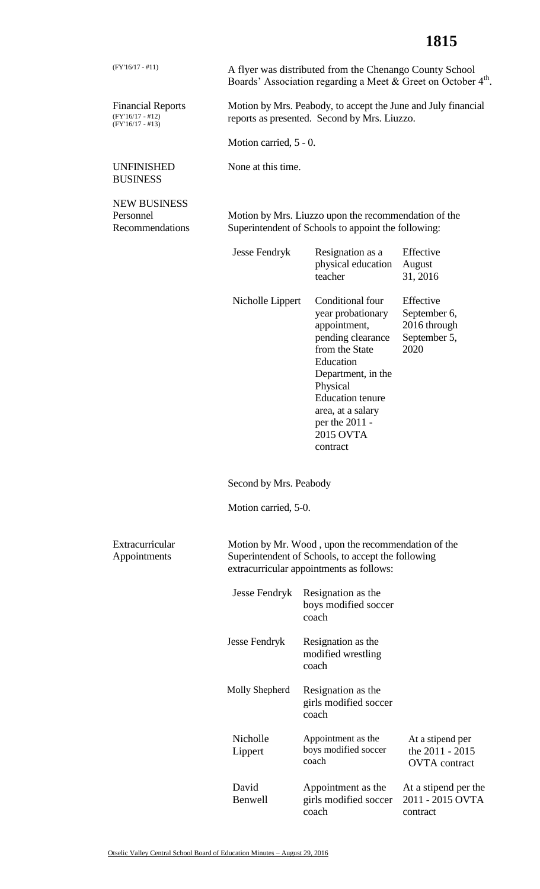(FY'16/17 - #11)

A flyer was distributed from the Chenango County School Boards' Association regarding a Meet & Greet on October 4th.

**Financial Reports**
(FY'16/17 - #12)
(FY'16/17 - #13)

Motion by Mrs. Peabody, to accept the June and July financial reports as presented. Second by Mrs. Liuzzo.

Motion carried, 5 - 0.

**UNFINISHED BUSINESS**

None at this time.

**NEW BUSINESS**
**Personnel Recommendations**

Motion by Mrs. Liuzzo upon the recommendation of the Superintendent of Schools to appoint the following:

| Name | Action | Effective |
|---|---|---|
| Jesse Fendryk | Resignation as a physical education teacher | Effective August 31, 2016 |
| Nicholle Lippert | Conditional four year probationary appointment, pending clearance from the State Education Department, in the Physical Education tenure area, at a salary per the 2011 - 2015 OVTA contract | Effective September 6, 2016 through September 5, 2020 |

Second by Mrs. Peabody

Motion carried, 5-0.

**Extracurricular Appointments**

Motion by Mr. Wood , upon the recommendation of the Superintendent of Schools, to accept the following extracurricular appointments as follows:

| Name | Action | Stipend |
|---|---|---|
| Jesse Fendryk | Resignation as the boys modified soccer coach | |
| Jesse Fendryk | Resignation as the modified wrestling coach | |
| Molly Shepherd | Resignation as the girls modified soccer coach | |
| Nicholle Lippert | Appointment as the boys modified soccer coach | At a stipend per the 2011 - 2015 OVTA contract |
| David Benwell | Appointment as the girls modified soccer coach | At a stipend per the 2011 - 2015 OVTA contract |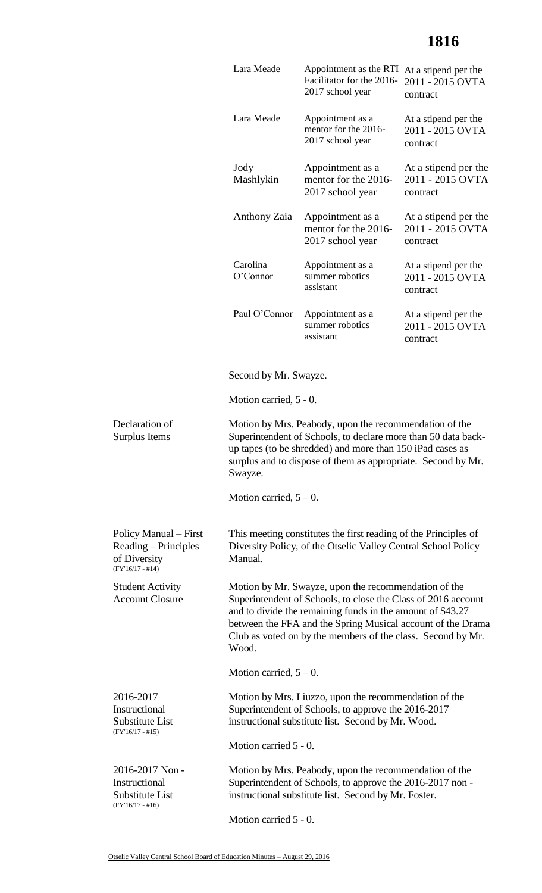| | | |
|---|---|---|
| Lara Meade | Appointment as the RTI Facilitator for the 2016-2017 school year | At a stipend per the 2011 - 2015 OVTA contract |
| Lara Meade | Appointment as a mentor for the 2016-2017 school year | At a stipend per the 2011 - 2015 OVTA contract |
| Jody Mashlykin | Appointment as a mentor for the 2016-2017 school year | At a stipend per the 2011 - 2015 OVTA contract |
| Anthony Zaia | Appointment as a mentor for the 2016-2017 school year | At a stipend per the 2011 - 2015 OVTA contract |
| Carolina O'Connor | Appointment as a summer robotics assistant | At a stipend per the 2011 - 2015 OVTA contract |
| Paul O'Connor | Appointment as a summer robotics assistant | At a stipend per the 2011 - 2015 OVTA contract |

Second by Mr. Swayze.

Motion carried, 5 - 0.

**Declaration of Surplus Items**

Motion by Mrs. Peabody, upon the recommendation of the Superintendent of Schools, to declare more than 50 data back-up tapes (to be shredded) and more than 150 iPad cases as surplus and to dispose of them as appropriate. Second by Mr. Swayze.

Motion carried, 5 – 0.

**Policy Manual – First Reading – Principles of Diversity (FY'16/17 - #14)**

This meeting constitutes the first reading of the Principles of Diversity Policy, of the Otselic Valley Central School Policy Manual.

**Student Activity Account Closure**

Motion by Mr. Swayze, upon the recommendation of the Superintendent of Schools, to close the Class of 2016 account and to divide the remaining funds in the amount of $43.27 between the FFA and the Spring Musical account of the Drama Club as voted on by the members of the class. Second by Mr. Wood.

Motion carried, 5 – 0.

**2016-2017 Instructional Substitute List (FY'16/17 - #15)**

Motion by Mrs. Liuzzo, upon the recommendation of the Superintendent of Schools, to approve the 2016-2017 instructional substitute list. Second by Mr. Wood.

Motion carried 5 - 0.

**2016-2017 Non - Instructional Substitute List (FY'16/17 - #16)**

Motion by Mrs. Peabody, upon the recommendation of the Superintendent of Schools, to approve the 2016-2017 non - instructional substitute list. Second by Mr. Foster.

Motion carried 5 - 0.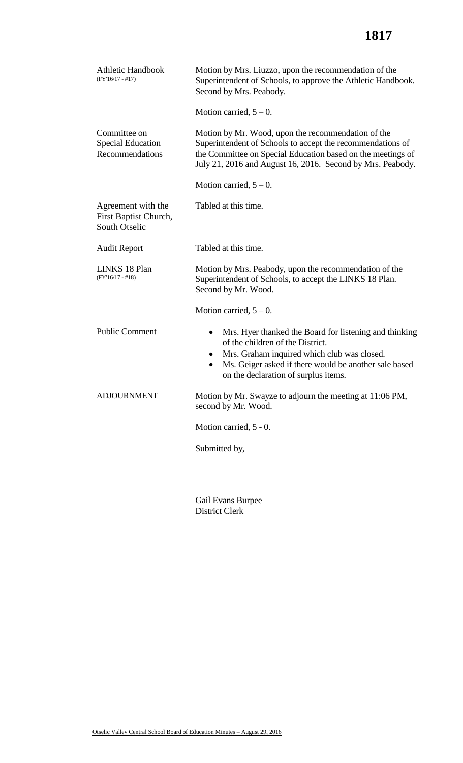| | |
|---|---|
| Athletic Handbook (FY'16/17 - #17) | Motion by Mrs. Liuzzo, upon the recommendation of the Superintendent of Schools, to approve the Athletic Handbook. Second by Mrs. Peabody.<br><br>Motion carried, 5 – 0. |
| Committee on Special Education Recommendations | Motion by Mr. Wood, upon the recommendation of the Superintendent of Schools to accept the recommendations of the Committee on Special Education based on the meetings of July 21, 2016 and August 16, 2016. Second by Mrs. Peabody.<br><br>Motion carried, 5 – 0. |
| Agreement with the First Baptist Church, South Otselic | Tabled at this time. |
| Audit Report | Tabled at this time. |
| LINKS 18 Plan (FY'16/17 - #18) | Motion by Mrs. Peabody, upon the recommendation of the Superintendent of Schools, to accept the LINKS 18 Plan. Second by Mr. Wood.<br><br>Motion carried, 5 – 0. |
| Public Comment | • Mrs. Hyer thanked the Board for listening and thinking of the children of the District.<br>• Mrs. Graham inquired which club was closed.<br>• Ms. Geiger asked if there would be another sale based on the declaration of surplus items. |
| ADJOURNMENT | Motion by Mr. Swayze to adjourn the meeting at 11:06 PM, second by Mr. Wood.<br><br>Motion carried, 5 - 0.<br><br>Submitted by,<br><br>Gail Evans Burpee<br>District Clerk |